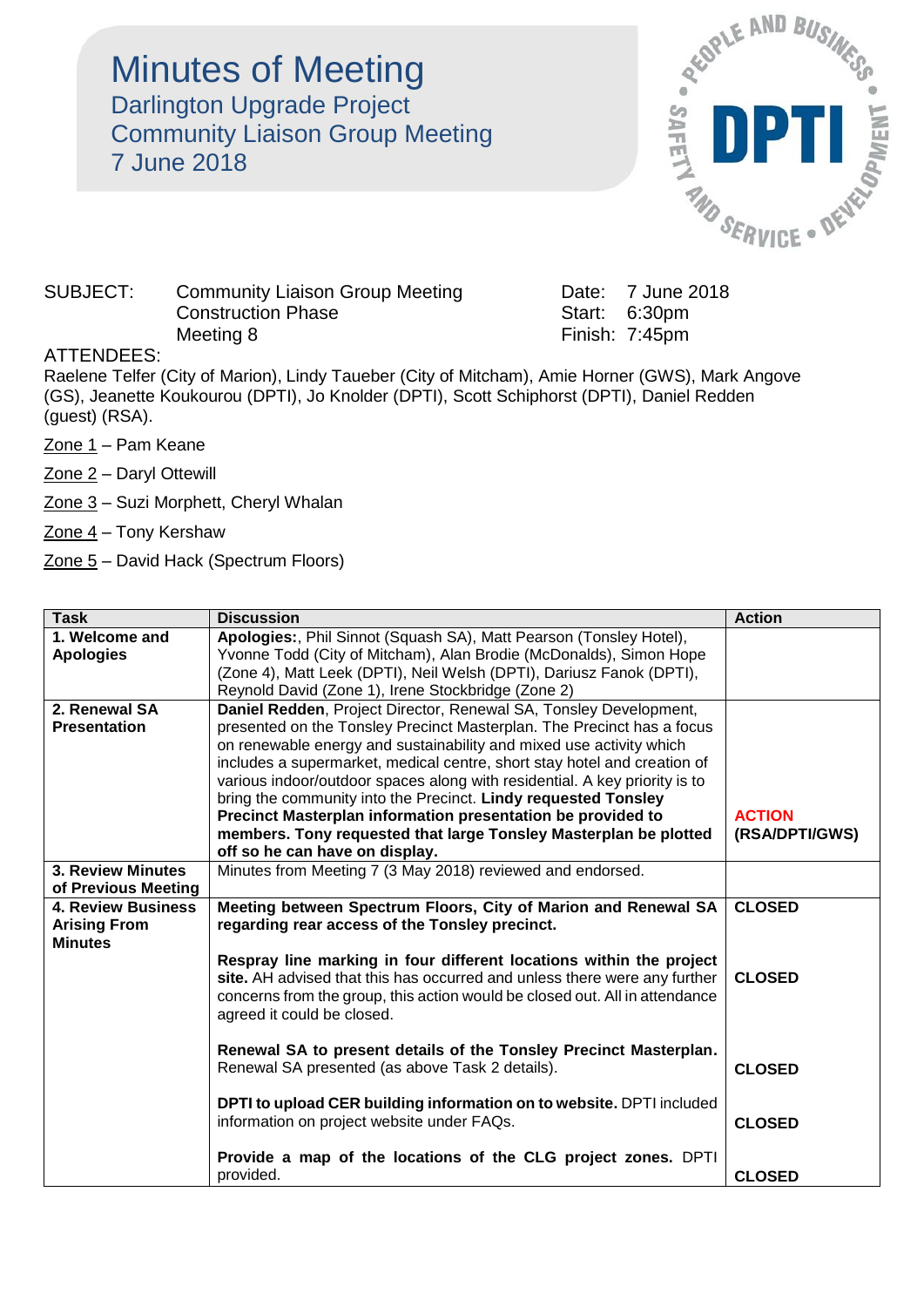# Minutes of Meeting

## Darlington Upgrade Project
## Community Liaison Group Meeting
## 7 June 2018

SUBJECT: Community Liaison Group Meeting
Construction Phase
Meeting 8

Date: 7 June 2018
Start: 6:30pm
Finish: 7:45pm

ATTENDEES:
Raelene Telfer (City of Marion), Lindy Taueber (City of Mitcham), Amie Horner (GWS), Mark Angove (GS), Jeanette Koukourou (DPTI), Jo Knolder (DPTI), Scott Schiphorst (DPTI), Daniel Redden (guest) (RSA).

Zone 1 – Pam Keane

Zone 2 – Daryl Ottewill

Zone 3 – Suzi Morphett, Cheryl Whalan

Zone 4 – Tony Kershaw

Zone 5 – David Hack (Spectrum Floors)

| Task | Discussion | Action |
|---|---|---|
| **1. Welcome and Apologies** | **Apologies:**, Phil Sinnot (Squash SA), Matt Pearson (Tonsley Hotel), Yvonne Todd (City of Mitcham), Alan Brodie (McDonalds), Simon Hope (Zone 4), Matt Leek (DPTI), Neil Welsh (DPTI), Dariusz Fanok (DPTI), Reynold David (Zone 1), Irene Stockbridge (Zone 2) | |
| **2. Renewal SA Presentation** | **Daniel Redden**, Project Director, Renewal SA, Tonsley Development, presented on the Tonsley Precinct Masterplan. The Precinct has a focus on renewable energy and sustainability and mixed use activity which includes a supermarket, medical centre, short stay hotel and creation of various indoor/outdoor spaces along with residential. A key priority is to bring the community into the Precinct. **Lindy requested Tonsley Precinct Masterplan information presentation be provided to members. Tony requested that large Tonsley Masterplan be plotted off so he can have on display.** | **ACTION (RSA/DPTI/GWS)** |
| **3. Review Minutes of Previous Meeting** | Minutes from Meeting 7 (3 May 2018) reviewed and endorsed. | |
| **4. Review Business Arising From Minutes** | **Meeting between Spectrum Floors, City of Marion and Renewal SA regarding rear access of the Tonsley precinct.** | **CLOSED** |
| | **Respray line marking in four different locations within the project site.** AH advised that this has occurred and unless there were any further concerns from the group, this action would be closed out. All in attendance agreed it could be closed. | **CLOSED** |
| | **Renewal SA to present details of the Tonsley Precinct Masterplan.** Renewal SA presented (as above Task 2 details). | **CLOSED** |
| | **DPTI to upload CER building information on to website.** DPTI included information on project website under FAQs. | **CLOSED** |
| | **Provide a map of the locations of the CLG project zones.** DPTI provided. | **CLOSED** |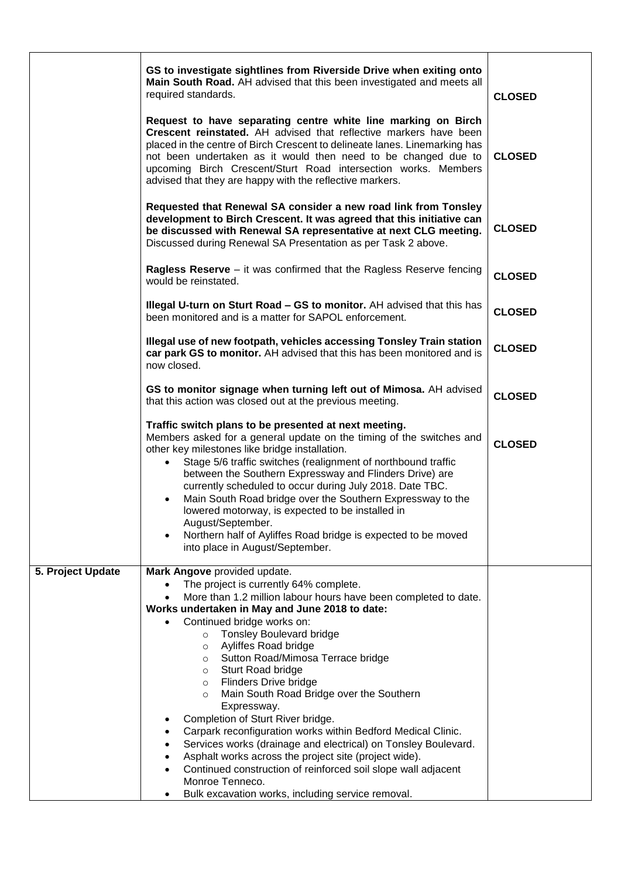| | | |
|---|---|---|
| | **GS to investigate sightlines from Riverside Drive when exiting onto Main South Road.** AH advised that this been investigated and meets all required standards. | **CLOSED** |
| | **Request to have separating centre white line marking on Birch Crescent reinstated.** AH advised that reflective markers have been placed in the centre of Birch Crescent to delineate lanes. Linemarking has not been undertaken as it would then need to be changed due to upcoming Birch Crescent/Sturt Road intersection works. Members advised that they are happy with the reflective markers. | **CLOSED** |
| | **Requested that Renewal SA consider a new road link from Tonsley development to Birch Crescent. It was agreed that this initiative can be discussed with Renewal SA representative at next CLG meeting.** Discussed during Renewal SA Presentation as per Task 2 above. | **CLOSED** |
| | **Ragless Reserve** – it was confirmed that the Ragless Reserve fencing would be reinstated. | **CLOSED** |
| | **Illegal U-turn on Sturt Road – GS to monitor.** AH advised that this has been monitored and is a matter for SAPOL enforcement. | **CLOSED** |
| | **Illegal use of new footpath, vehicles accessing Tonsley Train station car park GS to monitor.** AH advised that this has been monitored and is now closed. | **CLOSED** |
| | **GS to monitor signage when turning left out of Mimosa.** AH advised that this action was closed out at the previous meeting. | **CLOSED** |
| | **Traffic switch plans to be presented at next meeting.**<br>Members asked for a general update on the timing of the switches and other key milestones like bridge installation.<br>• Stage 5/6 traffic switches (realignment of northbound traffic between the Southern Expressway and Flinders Drive) are currently scheduled to occur during July 2018. Date TBC.<br>• Main South Road bridge over the Southern Expressway to the lowered motorway, is expected to be installed in August/September.<br>• Northern half of Ayliffes Road bridge is expected to be moved into place in August/September. | **CLOSED** |
| **5. Project Update** | **Mark Angove** provided update.<br>• The project is currently 64% complete.<br>• More than 1.2 million labour hours have been completed to date.<br>**Works undertaken in May and June 2018 to date:**<br>• Continued bridge works on:<br>&nbsp;&nbsp;○ Tonsley Boulevard bridge<br>&nbsp;&nbsp;○ Ayliffes Road bridge<br>&nbsp;&nbsp;○ Sutton Road/Mimosa Terrace bridge<br>&nbsp;&nbsp;○ Sturt Road bridge<br>&nbsp;&nbsp;○ Flinders Drive bridge<br>&nbsp;&nbsp;○ Main South Road Bridge over the Southern Expressway.<br>• Completion of Sturt River bridge.<br>• Carpark reconfiguration works within Bedford Medical Clinic.<br>• Services works (drainage and electrical) on Tonsley Boulevard.<br>• Asphalt works across the project site (project wide).<br>• Continued construction of reinforced soil slope wall adjacent Monroe Tenneco.<br>• Bulk excavation works, including service removal. | |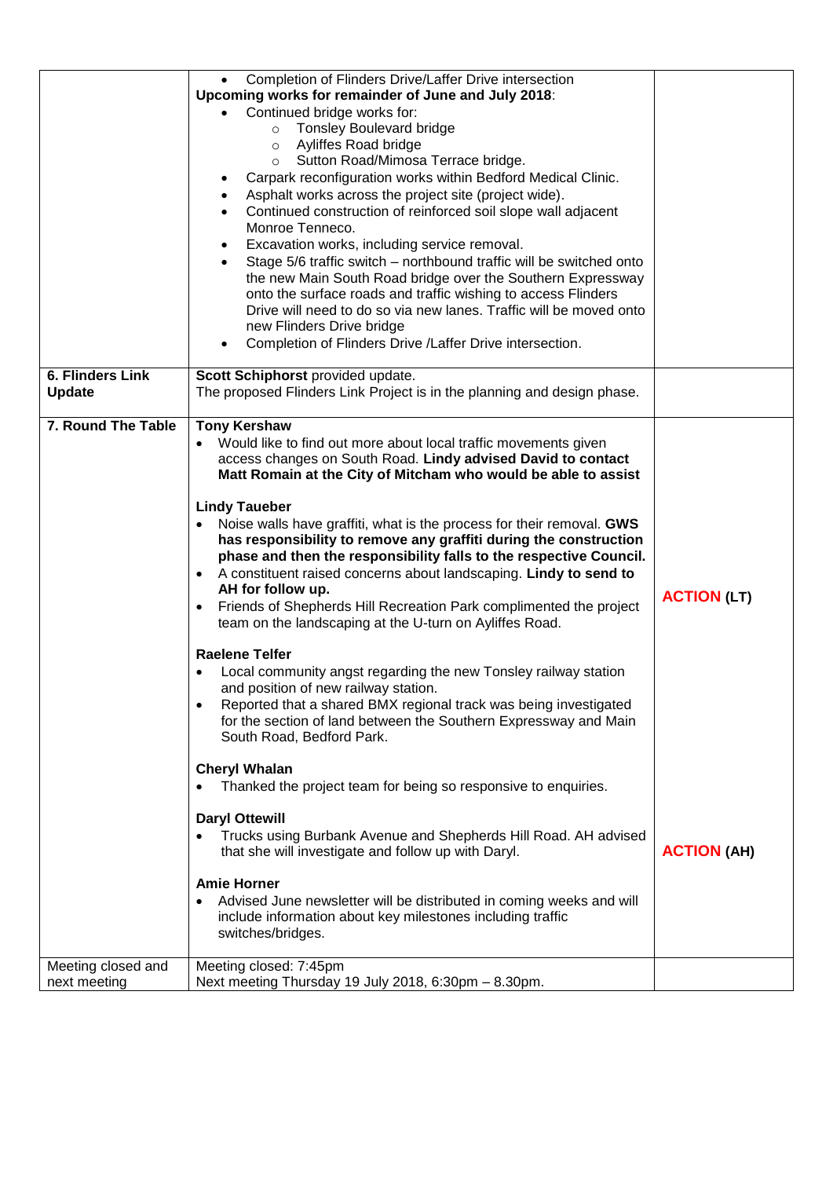| | | |
|---|---|---|
| | • Completion of Flinders Drive/Laffer Drive intersection<br>**Upcoming works for remainder of June and July 2018**:<br>• Continued bridge works for:<br>  ○ Tonsley Boulevard bridge<br>  ○ Ayliffes Road bridge<br>  ○ Sutton Road/Mimosa Terrace bridge.<br>• Carpark reconfiguration works within Bedford Medical Clinic.<br>• Asphalt works across the project site (project wide).<br>• Continued construction of reinforced soil slope wall adjacent Monroe Tenneco.<br>• Excavation works, including service removal.<br>• Stage 5/6 traffic switch – northbound traffic will be switched onto the new Main South Road bridge over the Southern Expressway onto the surface roads and traffic wishing to access Flinders Drive will need to do so via new lanes. Traffic will be moved onto new Flinders Drive bridge<br>• Completion of Flinders Drive /Laffer Drive intersection. | |
| **6. Flinders Link Update** | **Scott Schiphorst** provided update.<br>The proposed Flinders Link Project is in the planning and design phase. | |
| **7. Round The Table** | **Tony Kershaw**<br>• Would like to find out more about local traffic movements given access changes on South Road. **Lindy advised David to contact Matt Romain at the City of Mitcham who would be able to assist**<br><br>**Lindy Taueber**<br>• Noise walls have graffiti, what is the process for their removal. **GWS has responsibility to remove any graffiti during the construction phase and then the responsibility falls to the respective Council.**<br>• A constituent raised concerns about landscaping. **Lindy to send to AH for follow up.**<br>• Friends of Shepherds Hill Recreation Park complimented the project team on the landscaping at the U-turn on Ayliffes Road.<br><br>**Raelene Telfer**<br>• Local community angst regarding the new Tonsley railway station and position of new railway station.<br>• Reported that a shared BMX regional track was being investigated for the section of land between the Southern Expressway and Main South Road, Bedford Park.<br><br>**Cheryl Whalan**<br>• Thanked the project team for being so responsive to enquiries.<br><br>**Daryl Ottewill**<br>• Trucks using Burbank Avenue and Shepherds Hill Road. AH advised that she will investigate and follow up with Daryl.<br><br>**Amie Horner**<br>• Advised June newsletter will be distributed in coming weeks and will include information about key milestones including traffic switches/bridges. | **ACTION (LT)**<br><br><br><br><br><br>**ACTION (AH)** |
| Meeting closed and next meeting | Meeting closed: 7:45pm<br>Next meeting Thursday 19 July 2018, 6:30pm – 8.30pm. | |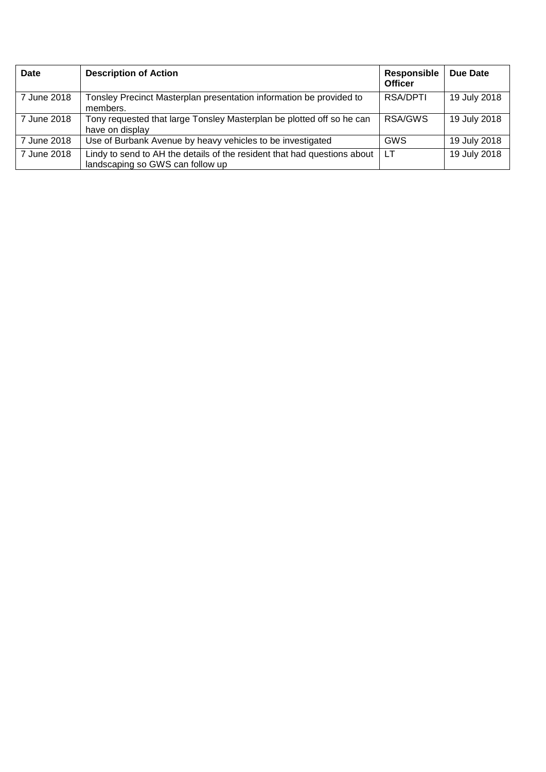| Date | Description of Action | Responsible Officer | Due Date |
|---|---|---|---|
| 7 June 2018 | Tonsley Precinct Masterplan presentation information be provided to members. | RSA/DPTI | 19 July 2018 |
| 7 June 2018 | Tony requested that large Tonsley Masterplan be plotted off so he can have on display | RSA/GWS | 19 July 2018 |
| 7 June 2018 | Use of Burbank Avenue by heavy vehicles to be investigated | GWS | 19 July 2018 |
| 7 June 2018 | Lindy to send to AH the details of the resident that had questions about landscaping so GWS can follow up | LT | 19 July 2018 |